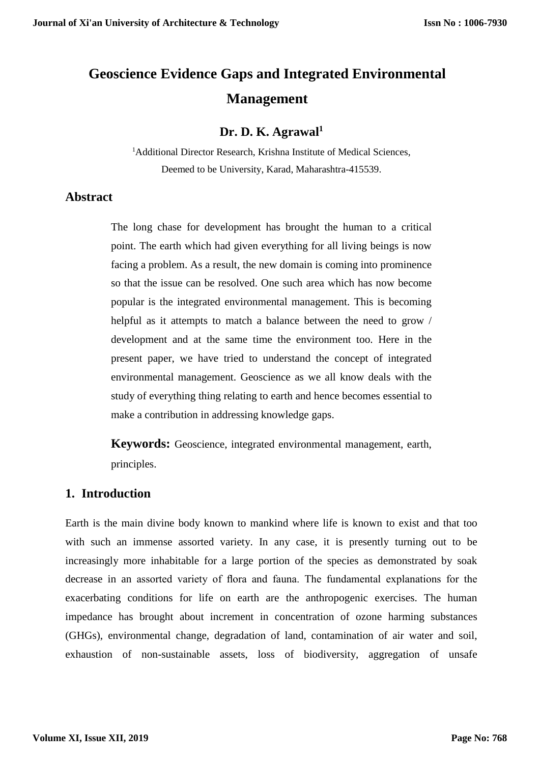# Geoscience Evidence Gaps and Integrated Environmental Management

**Dr. D. K. Agrawal[1]**

[1]Additional Director Research, Krishna Institute of Medical Sciences, Deemed to be University, Karad, Maharashtra-415539.

## Abstract

The long chase for development has brought the human to a critical point. The earth which had given everything for all living beings is now facing a problem. As a result, the new domain is coming into prominence so that the issue can be resolved. One such area which has now become popular is the integrated environmental management. This is becoming helpful as it attempts to match a balance between the need to grow / development and at the same time the environment too. Here in the present paper, we have tried to understand the concept of integrated environmental management. Geoscience as we all know deals with the study of everything thing relating to earth and hence becomes essential to make a contribution in addressing knowledge gaps.

**Keywords:** Geoscience, integrated environmental management, earth, principles.

## 1. Introduction

Earth is the main divine body known to mankind where life is known to exist and that too with such an immense assorted variety. In any case, it is presently turning out to be increasingly more inhabitable for a large portion of the species as demonstrated by soak decrease in an assorted variety of flora and fauna. The fundamental explanations for the exacerbating conditions for life on earth are the anthropogenic exercises. The human impedance has brought about increment in concentration of ozone harming substances (GHGs), environmental change, degradation of land, contamination of air water and soil, exhaustion of non-sustainable assets, loss of biodiversity, aggregation of unsafe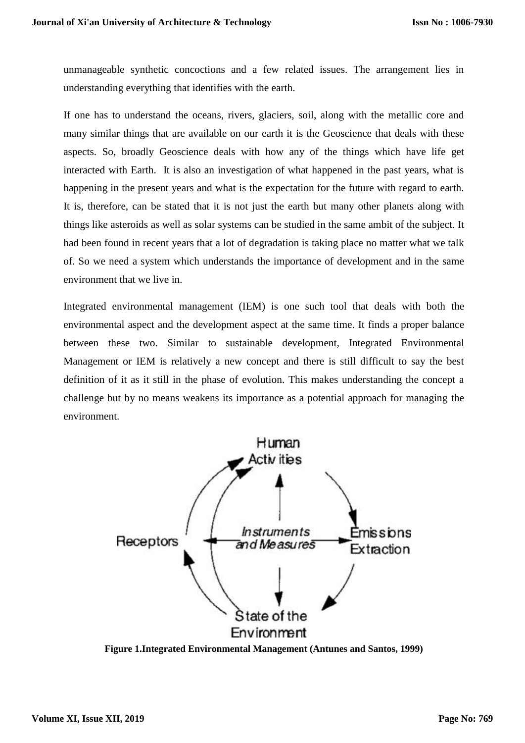unmanageable synthetic concoctions and a few related issues. The arrangement lies in understanding everything that identifies with the earth.

If one has to understand the oceans, rivers, glaciers, soil, along with the metallic core and many similar things that are available on our earth it is the Geoscience that deals with these aspects. So, broadly Geoscience deals with how any of the things which have life get interacted with Earth. It is also an investigation of what happened in the past years, what is happening in the present years and what is the expectation for the future with regard to earth. It is, therefore, can be stated that it is not just the earth but many other planets along with things like asteroids as well as solar systems can be studied in the same ambit of the subject. It had been found in recent years that a lot of degradation is taking place no matter what we talk of. So we need a system which understands the importance of development and in the same environment that we live in.

Integrated environmental management (IEM) is one such tool that deals with both the environmental aspect and the development aspect at the same time. It finds a proper balance between these two. Similar to sustainable development, Integrated Environmental Management or IEM is relatively a new concept and there is still difficult to say the best definition of it as it still in the phase of evolution. This makes understanding the concept a challenge but by no means weakens its importance as a potential approach for managing the environment.

**Figure 1.Integrated Environmental Management (Antunes and Santos, 1999)**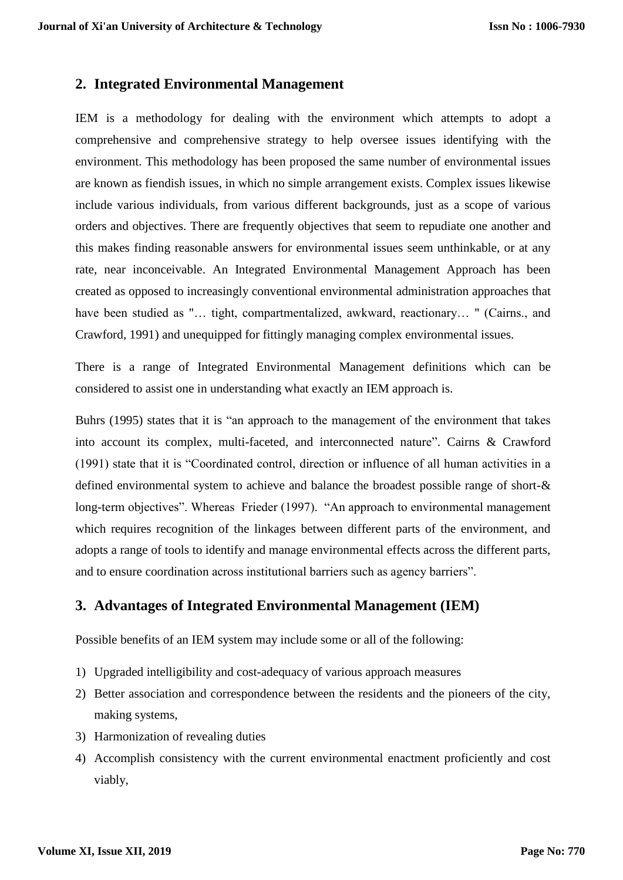## 2. Integrated Environmental Management

IEM is a methodology for dealing with the environment which attempts to adopt a comprehensive and comprehensive strategy to help oversee issues identifying with the environment. This methodology has been proposed the same number of environmental issues are known as fiendish issues, in which no simple arrangement exists. Complex issues likewise include various individuals, from various different backgrounds, just as a scope of various orders and objectives. There are frequently objectives that seem to repudiate one another and this makes finding reasonable answers for environmental issues seem unthinkable, or at any rate, near inconceivable. An Integrated Environmental Management Approach has been created as opposed to increasingly conventional environmental administration approaches that have been studied as "… tight, compartmentalized, awkward, reactionary… " (Cairns., and Crawford, 1991) and unequipped for fittingly managing complex environmental issues.

There is a range of Integrated Environmental Management definitions which can be considered to assist one in understanding what exactly an IEM approach is.

Buhrs (1995) states that it is "an approach to the management of the environment that takes into account its complex, multi-faceted, and interconnected nature". Cairns & Crawford (1991) state that it is "Coordinated control, direction or influence of all human activities in a defined environmental system to achieve and balance the broadest possible range of short-& long-term objectives". Whereas Frieder (1997). "An approach to environmental management which requires recognition of the linkages between different parts of the environment, and adopts a range of tools to identify and manage environmental effects across the different parts, and to ensure coordination across institutional barriers such as agency barriers".

## 3. Advantages of Integrated Environmental Management (IEM)

Possible benefits of an IEM system may include some or all of the following:

1) Upgraded intelligibility and cost-adequacy of various approach measures
2) Better association and correspondence between the residents and the pioneers of the city, making systems,
3) Harmonization of revealing duties
4) Accomplish consistency with the current environmental enactment proficiently and cost viably,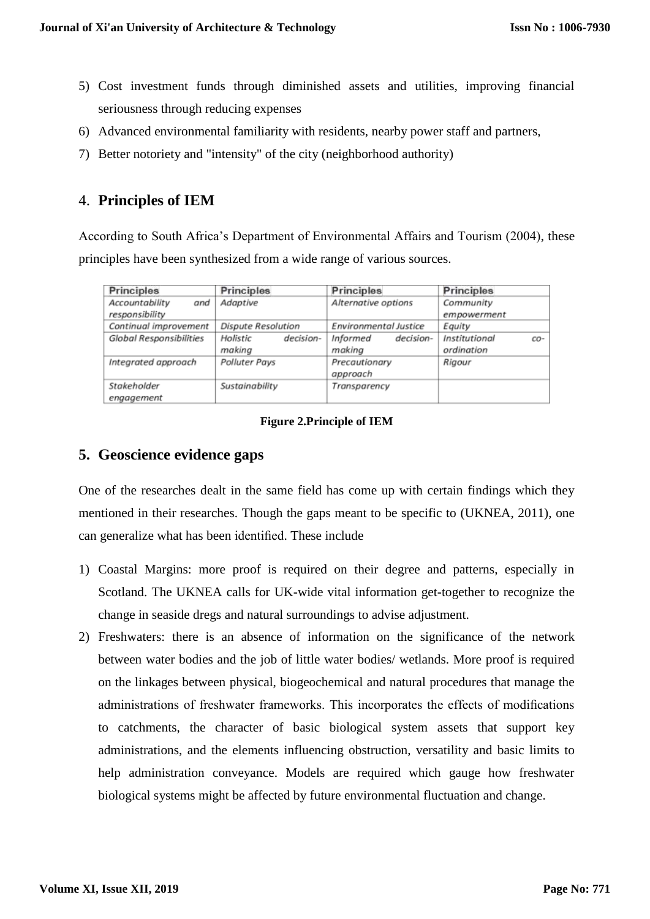5) Cost investment funds through diminished assets and utilities, improving financial seriousness through reducing expenses
6) Advanced environmental familiarity with residents, nearby power staff and partners,
7) Better notoriety and "intensity" of the city (neighborhood authority)

## 4. Principles of IEM

According to South Africa's Department of Environmental Affairs and Tourism (2004), these principles have been synthesized from a wide range of various sources.

| Principles | Principles | Principles | Principles |
|---|---|---|---|
| *Accountability and responsibility* | *Adaptive* | *Alternative options* | *Community empowerment* |
| *Continual improvement* | *Dispute Resolution* | *Environmental Justice* | *Equity* |
| *Global Responsibilities* | *Holistic decision-making* | *Informed decision-making* | *Institutional co-ordination* |
| *Integrated approach* | *Polluter Pays* | *Precautionary approach* | *Rigour* |
| *Stakeholder engagement* | *Sustainability* | *Transparency* | |

**Figure 2.Principle of IEM**

## 5. Geoscience evidence gaps

One of the researches dealt in the same field has come up with certain findings which they mentioned in their researches. Though the gaps meant to be specific to (UKNEA, 2011), one can generalize what has been identified. These include

1) Coastal Margins: more proof is required on their degree and patterns, especially in Scotland. The UKNEA calls for UK-wide vital information get-together to recognize the change in seaside dregs and natural surroundings to advise adjustment.
2) Freshwaters: there is an absence of information on the significance of the network between water bodies and the job of little water bodies/ wetlands. More proof is required on the linkages between physical, biogeochemical and natural procedures that manage the administrations of freshwater frameworks. This incorporates the effects of modifications to catchments, the character of basic biological system assets that support key administrations, and the elements influencing obstruction, versatility and basic limits to help administration conveyance. Models are required which gauge how freshwater biological systems might be affected by future environmental fluctuation and change.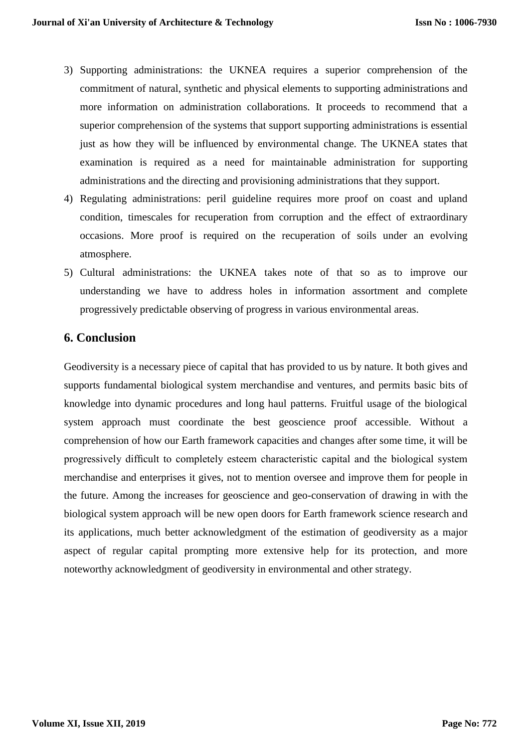3) Supporting administrations: the UKNEA requires a superior comprehension of the commitment of natural, synthetic and physical elements to supporting administrations and more information on administration collaborations. It proceeds to recommend that a superior comprehension of the systems that support supporting administrations is essential just as how they will be influenced by environmental change. The UKNEA states that examination is required as a need for maintainable administration for supporting administrations and the directing and provisioning administrations that they support.
4) Regulating administrations: peril guideline requires more proof on coast and upland condition, timescales for recuperation from corruption and the effect of extraordinary occasions. More proof is required on the recuperation of soils under an evolving atmosphere.
5) Cultural administrations: the UKNEA takes note of that so as to improve our understanding we have to address holes in information assortment and complete progressively predictable observing of progress in various environmental areas.

## 6. Conclusion

Geodiversity is a necessary piece of capital that has provided to us by nature. It both gives and supports fundamental biological system merchandise and ventures, and permits basic bits of knowledge into dynamic procedures and long haul patterns. Fruitful usage of the biological system approach must coordinate the best geoscience proof accessible. Without a comprehension of how our Earth framework capacities and changes after some time, it will be progressively difficult to completely esteem characteristic capital and the biological system merchandise and enterprises it gives, not to mention oversee and improve them for people in the future. Among the increases for geoscience and geo-conservation of drawing in with the biological system approach will be new open doors for Earth framework science research and its applications, much better acknowledgment of the estimation of geodiversity as a major aspect of regular capital prompting more extensive help for its protection, and more noteworthy acknowledgment of geodiversity in environmental and other strategy.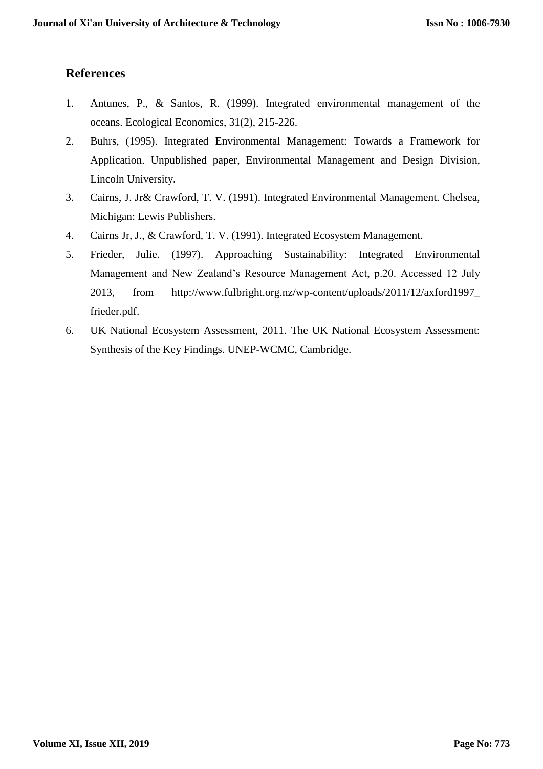## References

1. Antunes, P., & Santos, R. (1999). Integrated environmental management of the oceans. Ecological Economics, 31(2), 215-226.
2. Buhrs, (1995). Integrated Environmental Management: Towards a Framework for Application. Unpublished paper, Environmental Management and Design Division, Lincoln University.
3. Cairns, J. Jr& Crawford, T. V. (1991). Integrated Environmental Management. Chelsea, Michigan: Lewis Publishers.
4. Cairns Jr, J., & Crawford, T. V. (1991). Integrated Ecosystem Management.
5. Frieder, Julie. (1997). Approaching Sustainability: Integrated Environmental Management and New Zealand's Resource Management Act, p.20. Accessed 12 July 2013, from http://www.fulbright.org.nz/wp-content/uploads/2011/12/axford1997_frieder.pdf.
6. UK National Ecosystem Assessment, 2011. The UK National Ecosystem Assessment: Synthesis of the Key Findings. UNEP-WCMC, Cambridge.